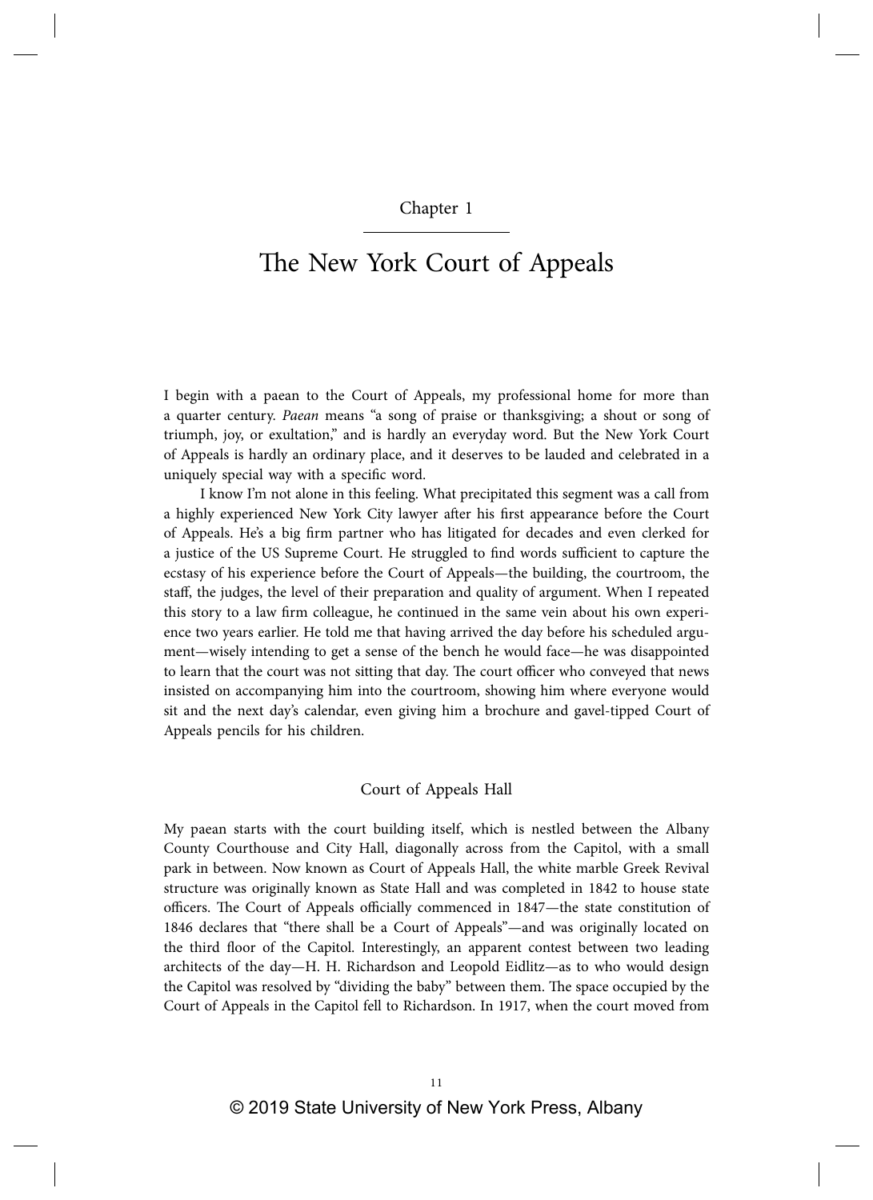Chapter 1

# The New York Court of Appeals

I begin with a paean to the Court of Appeals, my professional home for more than a quarter century. *Paean* means "a song of praise or thanksgiving; a shout or song of triumph, joy, or exultation," and is hardly an everyday word. But the New York Court of Appeals is hardly an ordinary place, and it deserves to be lauded and celebrated in a uniquely special way with a specific word.

I know I'm not alone in this feeling. What precipitated this segment was a call from a highly experienced New York City lawyer after his first appearance before the Court of Appeals. He's a big firm partner who has litigated for decades and even clerked for a justice of the US Supreme Court. He struggled to find words sufficient to capture the ecstasy of his experience before the Court of Appeals—the building, the courtroom, the staff, the judges, the level of their preparation and quality of argument. When I repeated this story to a law firm colleague, he continued in the same vein about his own experience two years earlier. He told me that having arrived the day before his scheduled argument—wisely intending to get a sense of the bench he would face—he was disappointed to learn that the court was not sitting that day. The court officer who conveyed that news insisted on accompanying him into the courtroom, showing him where everyone would sit and the next day's calendar, even giving him a brochure and gavel-tipped Court of Appeals pencils for his children.

## Court of Appeals Hall

My paean starts with the court building itself, which is nestled between the Albany County Courthouse and City Hall, diagonally across from the Capitol, with a small park in between. Now known as Court of Appeals Hall, the white marble Greek Revival structure was originally known as State Hall and was completed in 1842 to house state officers. The Court of Appeals officially commenced in 1847—the state constitution of 1846 declares that "there shall be a Court of Appeals"—and was originally located on the third floor of the Capitol. Interestingly, an apparent contest between two leading architects of the day—H. H. Richardson and Leopold Eidlitz—as to who would design the Capitol was resolved by "dividing the baby" between them. The space occupied by the Court of Appeals in the Capitol fell to Richardson. In 1917, when the court moved from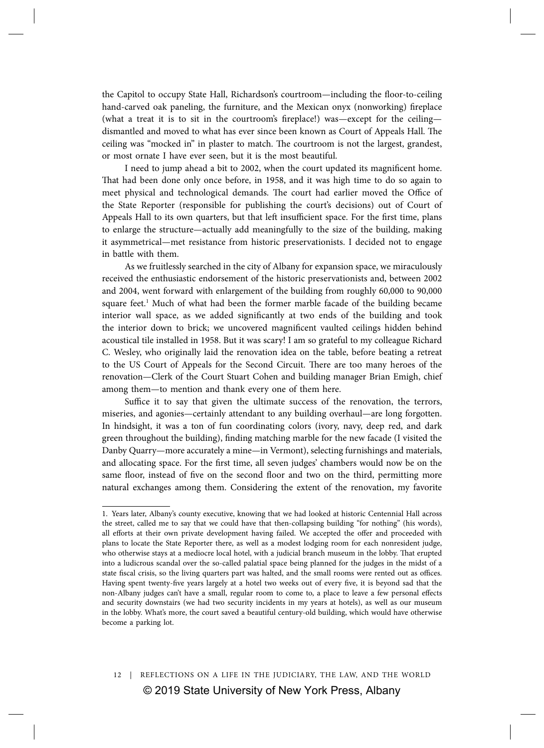the Capitol to occupy State Hall, Richardson's courtroom—including the floor-to-ceiling hand-carved oak paneling, the furniture, and the Mexican onyx (nonworking) fireplace (what a treat it is to sit in the courtroom's fireplace!) was—except for the ceiling—dismantled and moved to what has ever since been known as Court of Appeals Hall. The ceiling was "mocked in" in plaster to match. The courtroom is not the largest, grandest, or most ornate I have ever seen, but it is the most beautiful.

I need to jump ahead a bit to 2002, when the court updated its magnificent home. That had been done only once before, in 1958, and it was high time to do so again to meet physical and technological demands. The court had earlier moved the Office of the State Reporter (responsible for publishing the court's decisions) out of Court of Appeals Hall to its own quarters, but that left insufficient space. For the first time, plans to enlarge the structure—actually add meaningfully to the size of the building, making it asymmetrical—met resistance from historic preservationists. I decided not to engage in battle with them.

As we fruitlessly searched in the city of Albany for expansion space, we miraculously received the enthusiastic endorsement of the historic preservationists and, between 2002 and 2004, went forward with enlargement of the building from roughly 60,000 to 90,000 square feet.[1] Much of what had been the former marble facade of the building became interior wall space, as we added significantly at two ends of the building and took the interior down to brick; we uncovered magnificent vaulted ceilings hidden behind acoustical tile installed in 1958. But it was scary! I am so grateful to my colleague Richard C. Wesley, who originally laid the renovation idea on the table, before beating a retreat to the US Court of Appeals for the Second Circuit. There are too many heroes of the renovation—Clerk of the Court Stuart Cohen and building manager Brian Emigh, chief among them—to mention and thank every one of them here.

Suffice it to say that given the ultimate success of the renovation, the terrors, miseries, and agonies—certainly attendant to any building overhaul—are long forgotten. In hindsight, it was a ton of fun coordinating colors (ivory, navy, deep red, and dark green throughout the building), finding matching marble for the new facade (I visited the Danby Quarry—more accurately a mine—in Vermont), selecting furnishings and materials, and allocating space. For the first time, all seven judges' chambers would now be on the same floor, instead of five on the second floor and two on the third, permitting more natural exchanges among them. Considering the extent of the renovation, my favorite

1. Years later, Albany's county executive, knowing that we had looked at historic Centennial Hall across the street, called me to say that we could have that then-collapsing building "for nothing" (his words), all efforts at their own private development having failed. We accepted the offer and proceeded with plans to locate the State Reporter there, as well as a modest lodging room for each nonresident judge, who otherwise stays at a mediocre local hotel, with a judicial branch museum in the lobby. That erupted into a ludicrous scandal over the so-called palatial space being planned for the judges in the midst of a state fiscal crisis, so the living quarters part was halted, and the small rooms were rented out as offices. Having spent twenty-five years largely at a hotel two weeks out of every five, it is beyond sad that the non-Albany judges can't have a small, regular room to come to, a place to leave a few personal effects and security downstairs (we had two security incidents in my years at hotels), as well as our museum in the lobby. What's more, the court saved a beautiful century-old building, which would have otherwise become a parking lot.

© 2019 State University of New York Press, Albany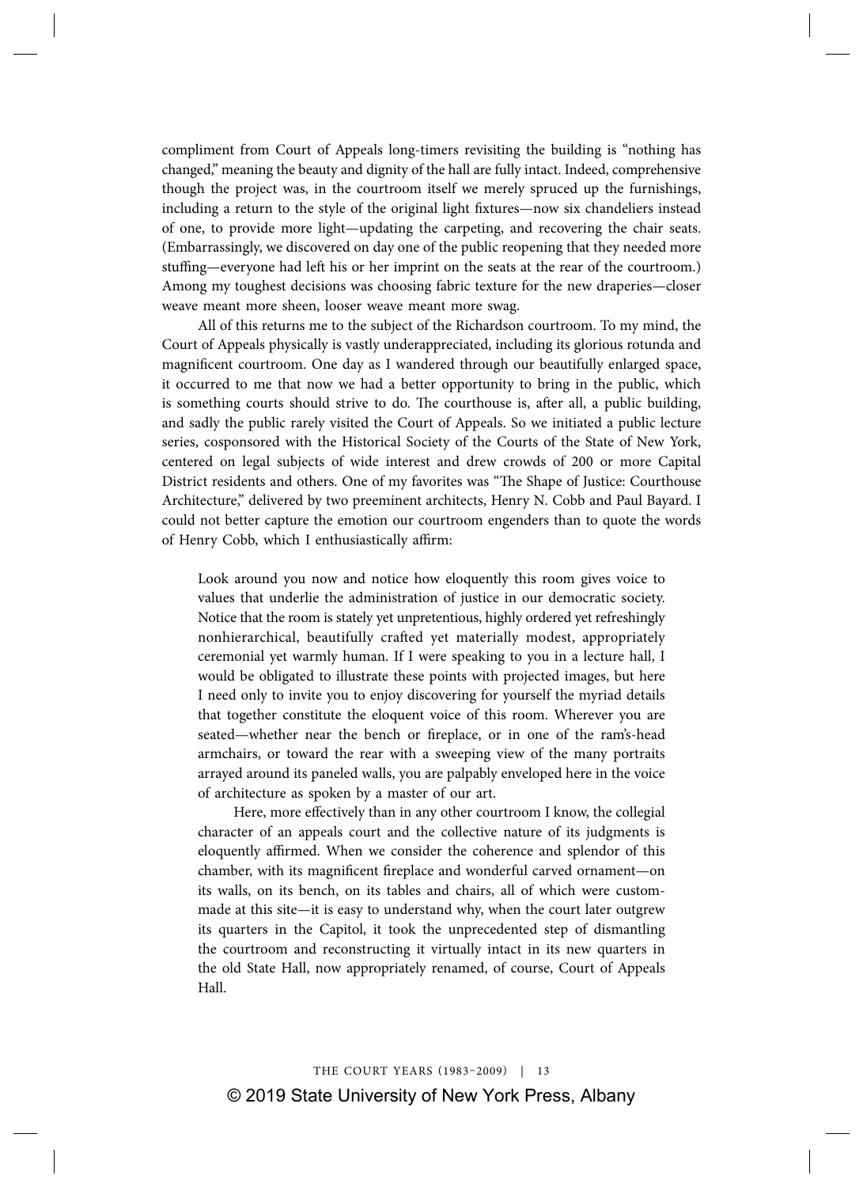compliment from Court of Appeals long-timers revisiting the building is "nothing has changed," meaning the beauty and dignity of the hall are fully intact. Indeed, comprehensive though the project was, in the courtroom itself we merely spruced up the furnishings, including a return to the style of the original light fixtures—now six chandeliers instead of one, to provide more light—updating the carpeting, and recovering the chair seats. (Embarrassingly, we discovered on day one of the public reopening that they needed more stuffing—everyone had left his or her imprint on the seats at the rear of the courtroom.) Among my toughest decisions was choosing fabric texture for the new draperies—closer weave meant more sheen, looser weave meant more swag.

All of this returns me to the subject of the Richardson courtroom. To my mind, the Court of Appeals physically is vastly underappreciated, including its glorious rotunda and magnificent courtroom. One day as I wandered through our beautifully enlarged space, it occurred to me that now we had a better opportunity to bring in the public, which is something courts should strive to do. The courthouse is, after all, a public building, and sadly the public rarely visited the Court of Appeals. So we initiated a public lecture series, cosponsored with the Historical Society of the Courts of the State of New York, centered on legal subjects of wide interest and drew crowds of 200 or more Capital District residents and others. One of my favorites was "The Shape of Justice: Courthouse Architecture," delivered by two preeminent architects, Henry N. Cobb and Paul Bayard. I could not better capture the emotion our courtroom engenders than to quote the words of Henry Cobb, which I enthusiastically affirm:

> Look around you now and notice how eloquently this room gives voice to values that underlie the administration of justice in our democratic society. Notice that the room is stately yet unpretentious, highly ordered yet refreshingly nonhierarchical, beautifully crafted yet materially modest, appropriately ceremonial yet warmly human. If I were speaking to you in a lecture hall, I would be obligated to illustrate these points with projected images, but here I need only to invite you to enjoy discovering for yourself the myriad details that together constitute the eloquent voice of this room. Wherever you are seated—whether near the bench or fireplace, or in one of the ram's-head armchairs, or toward the rear with a sweeping view of the many portraits arrayed around its paneled walls, you are palpably enveloped here in the voice of architecture as spoken by a master of our art.
>
> Here, more effectively than in any other courtroom I know, the collegial character of an appeals court and the collective nature of its judgments is eloquently affirmed. When we consider the coherence and splendor of this chamber, with its magnificent fireplace and wonderful carved ornament—on its walls, on its bench, on its tables and chairs, all of which were custom-made at this site—it is easy to understand why, when the court later outgrew its quarters in the Capitol, it took the unprecedented step of dismantling the courtroom and reconstructing it virtually intact in its new quarters in the old State Hall, now appropriately renamed, of course, Court of Appeals Hall.

© 2019 State University of New York Press, Albany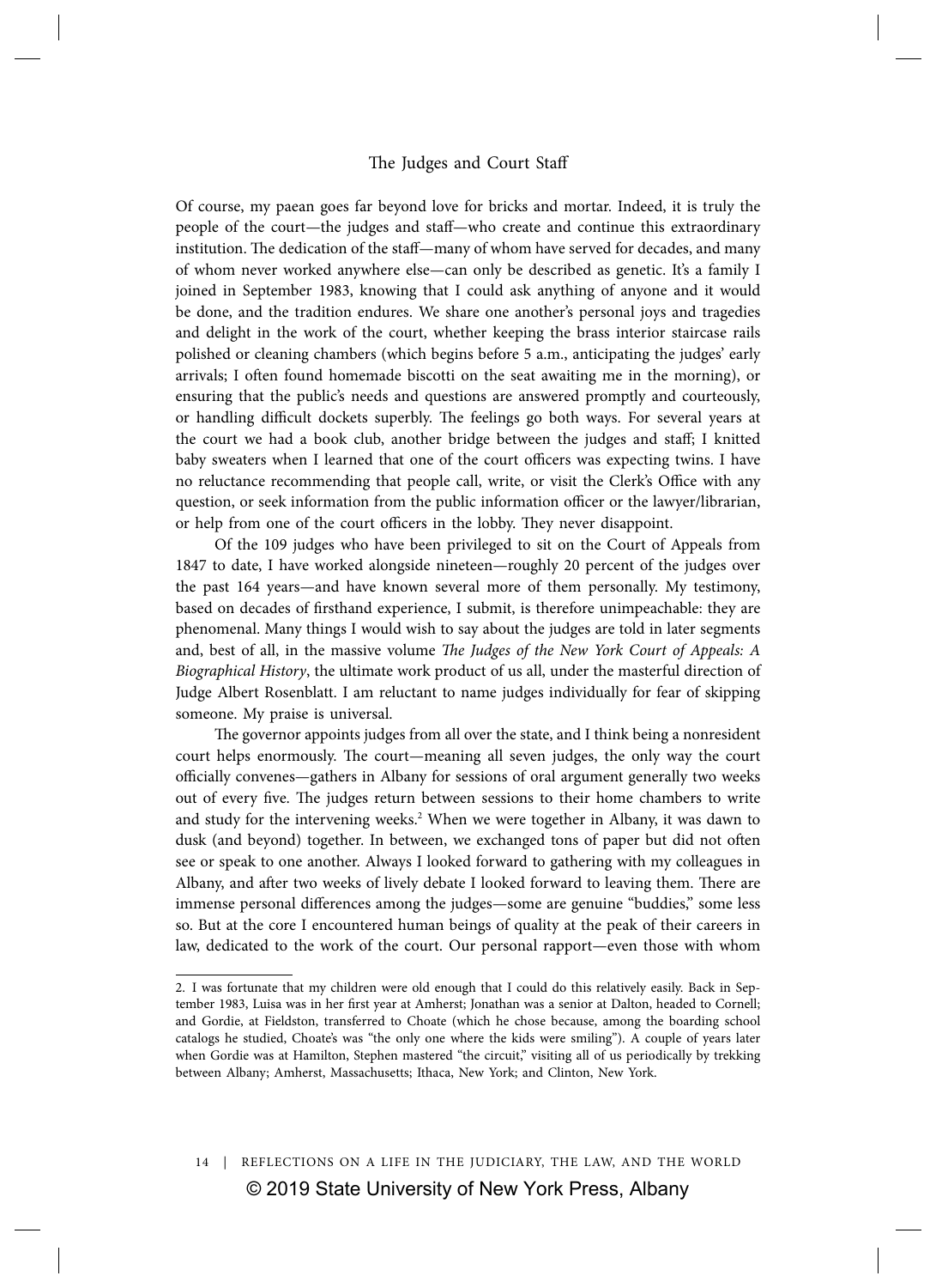## The Judges and Court Staff

Of course, my paean goes far beyond love for bricks and mortar. Indeed, it is truly the people of the court—the judges and staff—who create and continue this extraordinary institution. The dedication of the staff—many of whom have served for decades, and many of whom never worked anywhere else—can only be described as genetic. It's a family I joined in September 1983, knowing that I could ask anything of anyone and it would be done, and the tradition endures. We share one another's personal joys and tragedies and delight in the work of the court, whether keeping the brass interior staircase rails polished or cleaning chambers (which begins before 5 a.m., anticipating the judges' early arrivals; I often found homemade biscotti on the seat awaiting me in the morning), or ensuring that the public's needs and questions are answered promptly and courteously, or handling difficult dockets superbly. The feelings go both ways. For several years at the court we had a book club, another bridge between the judges and staff; I knitted baby sweaters when I learned that one of the court officers was expecting twins. I have no reluctance recommending that people call, write, or visit the Clerk's Office with any question, or seek information from the public information officer or the lawyer/librarian, or help from one of the court officers in the lobby. They never disappoint.

Of the 109 judges who have been privileged to sit on the Court of Appeals from 1847 to date, I have worked alongside nineteen—roughly 20 percent of the judges over the past 164 years—and have known several more of them personally. My testimony, based on decades of firsthand experience, I submit, is therefore unimpeachable: they are phenomenal. Many things I would wish to say about the judges are told in later segments and, best of all, in the massive volume *The Judges of the New York Court of Appeals: A Biographical History*, the ultimate work product of us all, under the masterful direction of Judge Albert Rosenblatt. I am reluctant to name judges individually for fear of skipping someone. My praise is universal.

The governor appoints judges from all over the state, and I think being a nonresident court helps enormously. The court—meaning all seven judges, the only way the court officially convenes—gathers in Albany for sessions of oral argument generally two weeks out of every five. The judges return between sessions to their home chambers to write and study for the intervening weeks.[2] When we were together in Albany, it was dawn to dusk (and beyond) together. In between, we exchanged tons of paper but did not often see or speak to one another. Always I looked forward to gathering with my colleagues in Albany, and after two weeks of lively debate I looked forward to leaving them. There are immense personal differences among the judges—some are genuine "buddies," some less so. But at the core I encountered human beings of quality at the peak of their careers in law, dedicated to the work of the court. Our personal rapport—even those with whom

2. I was fortunate that my children were old enough that I could do this relatively easily. Back in September 1983, Luisa was in her first year at Amherst; Jonathan was a senior at Dalton, headed to Cornell; and Gordie, at Fieldston, transferred to Choate (which he chose because, among the boarding school catalogs he studied, Choate's was "the only one where the kids were smiling"). A couple of years later when Gordie was at Hamilton, Stephen mastered "the circuit," visiting all of us periodically by trekking between Albany; Amherst, Massachusetts; Ithaca, New York; and Clinton, New York.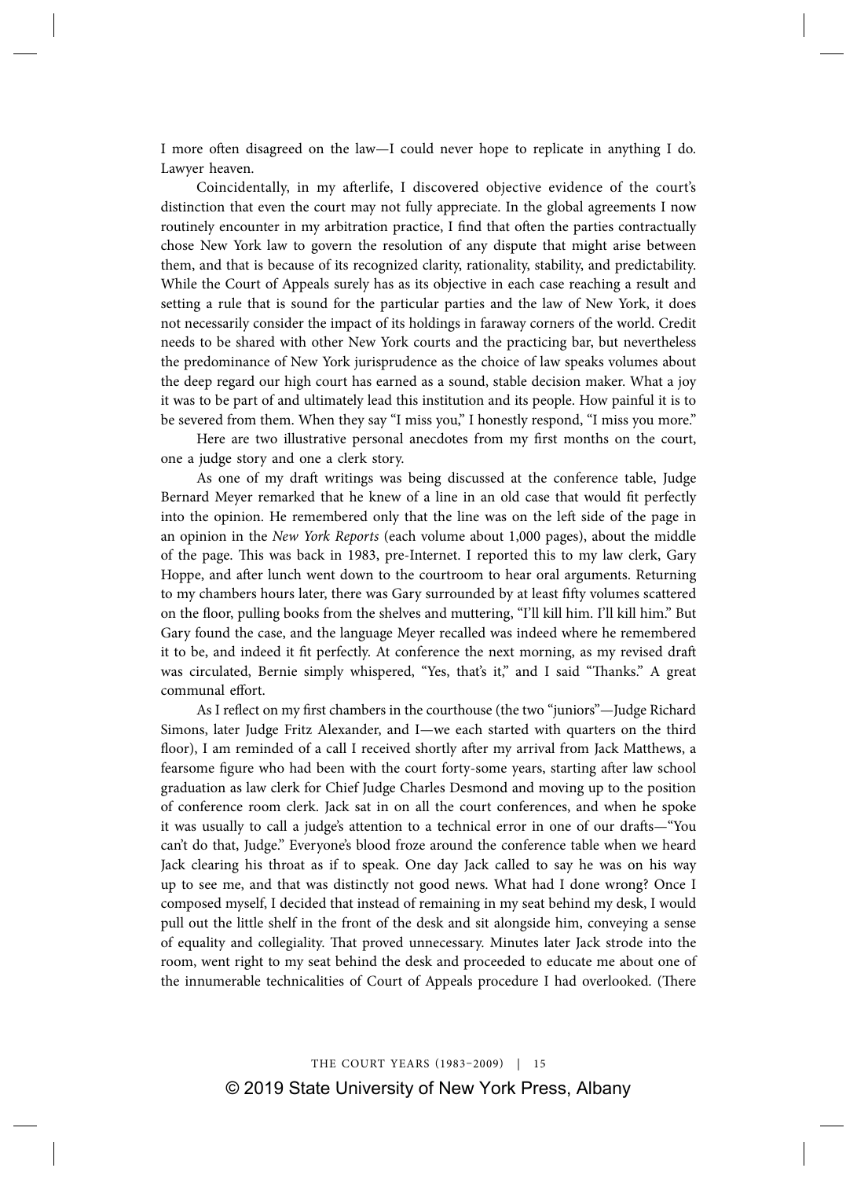I more often disagreed on the law—I could never hope to replicate in anything I do. Lawyer heaven.

Coincidentally, in my afterlife, I discovered objective evidence of the court's distinction that even the court may not fully appreciate. In the global agreements I now routinely encounter in my arbitration practice, I find that often the parties contractually chose New York law to govern the resolution of any dispute that might arise between them, and that is because of its recognized clarity, rationality, stability, and predictability. While the Court of Appeals surely has as its objective in each case reaching a result and setting a rule that is sound for the particular parties and the law of New York, it does not necessarily consider the impact of its holdings in faraway corners of the world. Credit needs to be shared with other New York courts and the practicing bar, but nevertheless the predominance of New York jurisprudence as the choice of law speaks volumes about the deep regard our high court has earned as a sound, stable decision maker. What a joy it was to be part of and ultimately lead this institution and its people. How painful it is to be severed from them. When they say "I miss you," I honestly respond, "I miss you more."

Here are two illustrative personal anecdotes from my first months on the court, one a judge story and one a clerk story.

As one of my draft writings was being discussed at the conference table, Judge Bernard Meyer remarked that he knew of a line in an old case that would fit perfectly into the opinion. He remembered only that the line was on the left side of the page in an opinion in the *New York Reports* (each volume about 1,000 pages), about the middle of the page. This was back in 1983, pre-Internet. I reported this to my law clerk, Gary Hoppe, and after lunch went down to the courtroom to hear oral arguments. Returning to my chambers hours later, there was Gary surrounded by at least fifty volumes scattered on the floor, pulling books from the shelves and muttering, "I'll kill him. I'll kill him." But Gary found the case, and the language Meyer recalled was indeed where he remembered it to be, and indeed it fit perfectly. At conference the next morning, as my revised draft was circulated, Bernie simply whispered, "Yes, that's it," and I said "Thanks." A great communal effort.

As I reflect on my first chambers in the courthouse (the two "juniors"—Judge Richard Simons, later Judge Fritz Alexander, and I—we each started with quarters on the third floor), I am reminded of a call I received shortly after my arrival from Jack Matthews, a fearsome figure who had been with the court forty-some years, starting after law school graduation as law clerk for Chief Judge Charles Desmond and moving up to the position of conference room clerk. Jack sat in on all the court conferences, and when he spoke it was usually to call a judge's attention to a technical error in one of our drafts—"You can't do that, Judge." Everyone's blood froze around the conference table when we heard Jack clearing his throat as if to speak. One day Jack called to say he was on his way up to see me, and that was distinctly not good news. What had I done wrong? Once I composed myself, I decided that instead of remaining in my seat behind my desk, I would pull out the little shelf in the front of the desk and sit alongside him, conveying a sense of equality and collegiality. That proved unnecessary. Minutes later Jack strode into the room, went right to my seat behind the desk and proceeded to educate me about one of the innumerable technicalities of Court of Appeals procedure I had overlooked. (There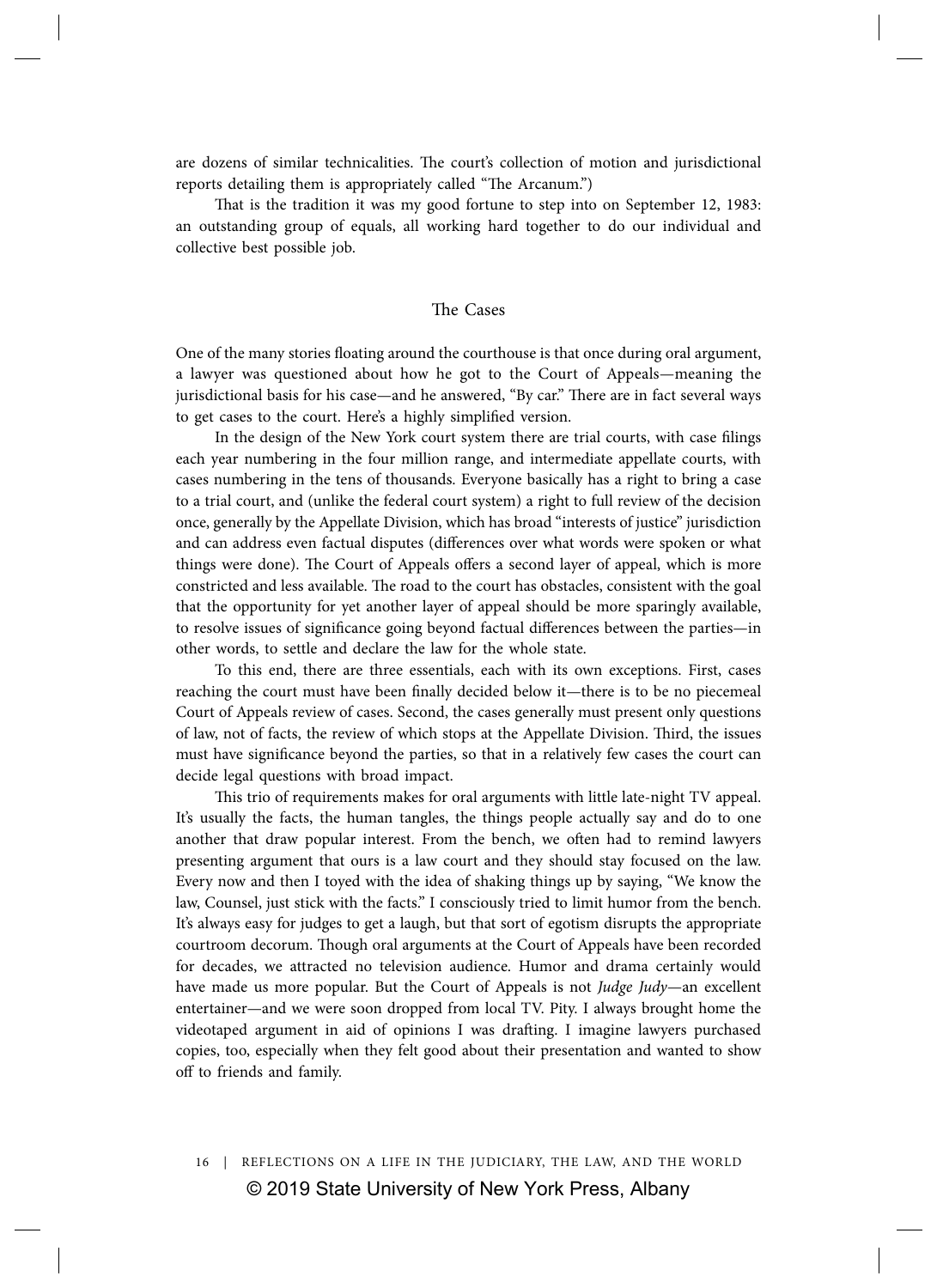are dozens of similar technicalities. The court's collection of motion and jurisdictional reports detailing them is appropriately called "The Arcanum.")

That is the tradition it was my good fortune to step into on September 12, 1983: an outstanding group of equals, all working hard together to do our individual and collective best possible job.

## The Cases

One of the many stories floating around the courthouse is that once during oral argument, a lawyer was questioned about how he got to the Court of Appeals—meaning the jurisdictional basis for his case—and he answered, "By car." There are in fact several ways to get cases to the court. Here's a highly simplified version.

In the design of the New York court system there are trial courts, with case filings each year numbering in the four million range, and intermediate appellate courts, with cases numbering in the tens of thousands. Everyone basically has a right to bring a case to a trial court, and (unlike the federal court system) a right to full review of the decision once, generally by the Appellate Division, which has broad "interests of justice" jurisdiction and can address even factual disputes (differences over what words were spoken or what things were done). The Court of Appeals offers a second layer of appeal, which is more constricted and less available. The road to the court has obstacles, consistent with the goal that the opportunity for yet another layer of appeal should be more sparingly available, to resolve issues of significance going beyond factual differences between the parties—in other words, to settle and declare the law for the whole state.

To this end, there are three essentials, each with its own exceptions. First, cases reaching the court must have been finally decided below it—there is to be no piecemeal Court of Appeals review of cases. Second, the cases generally must present only questions of law, not of facts, the review of which stops at the Appellate Division. Third, the issues must have significance beyond the parties, so that in a relatively few cases the court can decide legal questions with broad impact.

This trio of requirements makes for oral arguments with little late-night TV appeal. It's usually the facts, the human tangles, the things people actually say and do to one another that draw popular interest. From the bench, we often had to remind lawyers presenting argument that ours is a law court and they should stay focused on the law. Every now and then I toyed with the idea of shaking things up by saying, "We know the law, Counsel, just stick with the facts." I consciously tried to limit humor from the bench. It's always easy for judges to get a laugh, but that sort of egotism disrupts the appropriate courtroom decorum. Though oral arguments at the Court of Appeals have been recorded for decades, we attracted no television audience. Humor and drama certainly would have made us more popular. But the Court of Appeals is not *Judge Judy*—an excellent entertainer—and we were soon dropped from local TV. Pity. I always brought home the videotaped argument in aid of opinions I was drafting. I imagine lawyers purchased copies, too, especially when they felt good about their presentation and wanted to show off to friends and family.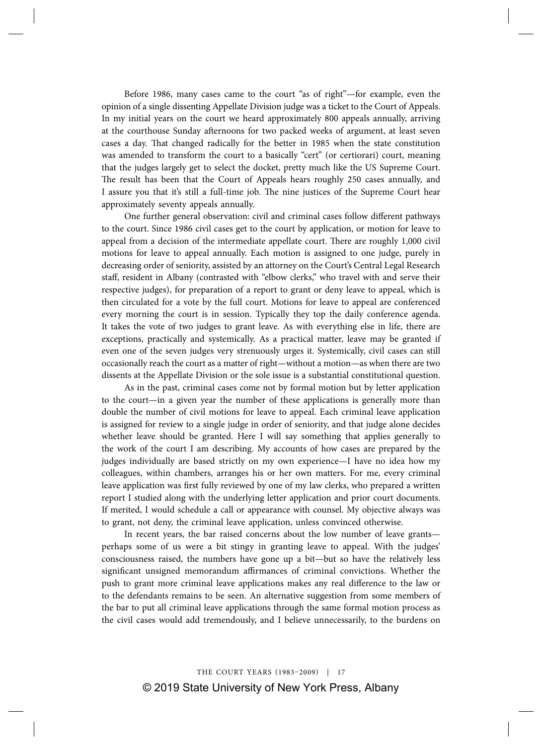Before 1986, many cases came to the court "as of right"—for example, even the opinion of a single dissenting Appellate Division judge was a ticket to the Court of Appeals. In my initial years on the court we heard approximately 800 appeals annually, arriving at the courthouse Sunday afternoons for two packed weeks of argument, at least seven cases a day. That changed radically for the better in 1985 when the state constitution was amended to transform the court to a basically "cert" (or certiorari) court, meaning that the judges largely get to select the docket, pretty much like the US Supreme Court. The result has been that the Court of Appeals hears roughly 250 cases annually, and I assure you that it's still a full-time job. The nine justices of the Supreme Court hear approximately seventy appeals annually.

One further general observation: civil and criminal cases follow different pathways to the court. Since 1986 civil cases get to the court by application, or motion for leave to appeal from a decision of the intermediate appellate court. There are roughly 1,000 civil motions for leave to appeal annually. Each motion is assigned to one judge, purely in decreasing order of seniority, assisted by an attorney on the Court's Central Legal Research staff, resident in Albany (contrasted with "elbow clerks," who travel with and serve their respective judges), for preparation of a report to grant or deny leave to appeal, which is then circulated for a vote by the full court. Motions for leave to appeal are conferenced every morning the court is in session. Typically they top the daily conference agenda. It takes the vote of two judges to grant leave. As with everything else in life, there are exceptions, practically and systemically. As a practical matter, leave may be granted if even one of the seven judges very strenuously urges it. Systemically, civil cases can still occasionally reach the court as a matter of right—without a motion—as when there are two dissents at the Appellate Division or the sole issue is a substantial constitutional question.

As in the past, criminal cases come not by formal motion but by letter application to the court—in a given year the number of these applications is generally more than double the number of civil motions for leave to appeal. Each criminal leave application is assigned for review to a single judge in order of seniority, and that judge alone decides whether leave should be granted. Here I will say something that applies generally to the work of the court I am describing. My accounts of how cases are prepared by the judges individually are based strictly on my own experience—I have no idea how my colleagues, within chambers, arranges his or her own matters. For me, every criminal leave application was first fully reviewed by one of my law clerks, who prepared a written report I studied along with the underlying letter application and prior court documents. If merited, I would schedule a call or appearance with counsel. My objective always was to grant, not deny, the criminal leave application, unless convinced otherwise.

In recent years, the bar raised concerns about the low number of leave grants—perhaps some of us were a bit stingy in granting leave to appeal. With the judges' consciousness raised, the numbers have gone up a bit—but so have the relatively less significant unsigned memorandum affirmances of criminal convictions. Whether the push to grant more criminal leave applications makes any real difference to the law or to the defendants remains to be seen. An alternative suggestion from some members of the bar to put all criminal leave applications through the same formal motion process as the civil cases would add tremendously, and I believe unnecessarily, to the burdens on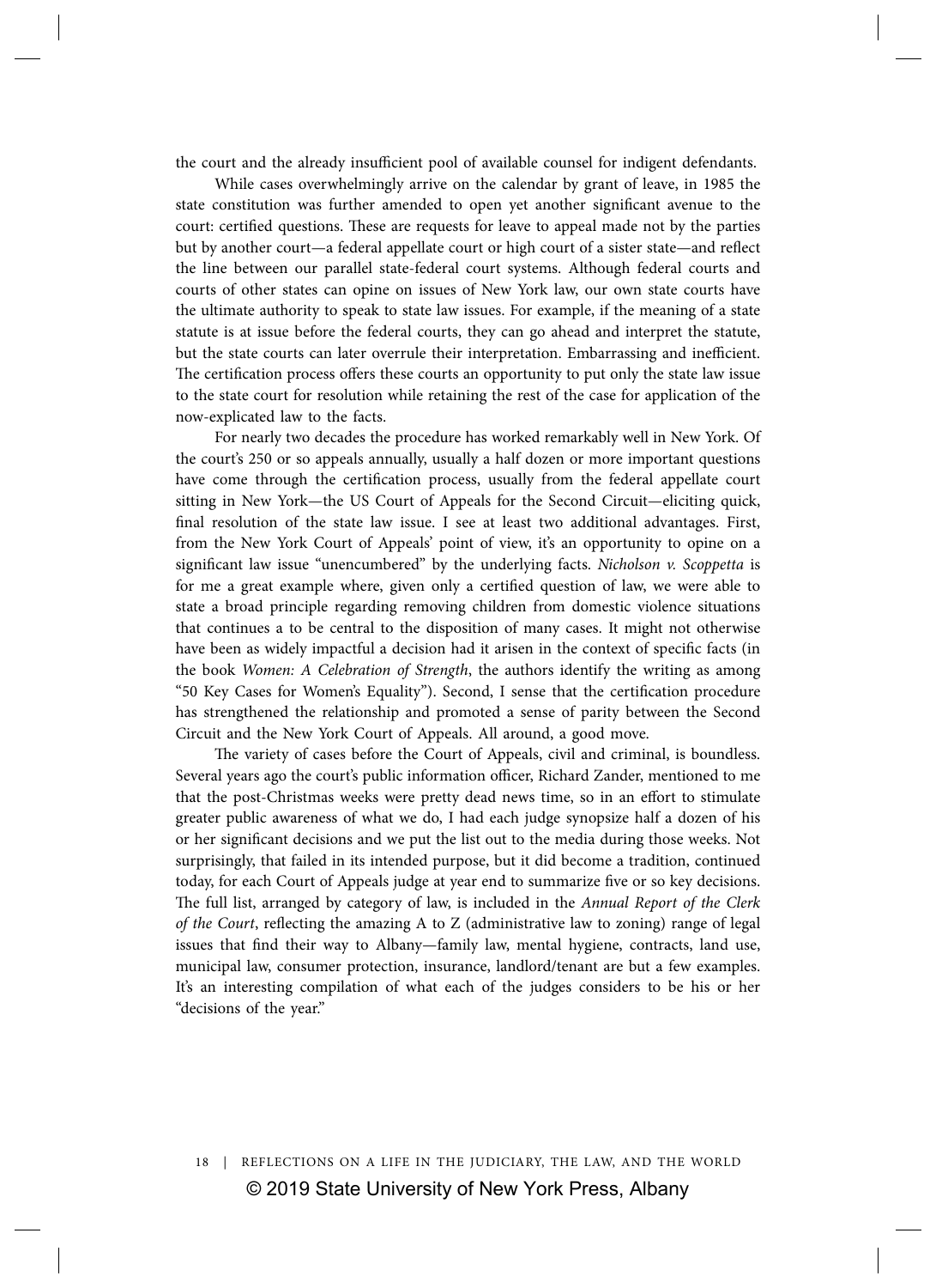the court and the already insufficient pool of available counsel for indigent defendants.

While cases overwhelmingly arrive on the calendar by grant of leave, in 1985 the state constitution was further amended to open yet another significant avenue to the court: certified questions. These are requests for leave to appeal made not by the parties but by another court—a federal appellate court or high court of a sister state—and reflect the line between our parallel state-federal court systems. Although federal courts and courts of other states can opine on issues of New York law, our own state courts have the ultimate authority to speak to state law issues. For example, if the meaning of a state statute is at issue before the federal courts, they can go ahead and interpret the statute, but the state courts can later overrule their interpretation. Embarrassing and inefficient. The certification process offers these courts an opportunity to put only the state law issue to the state court for resolution while retaining the rest of the case for application of the now-explicated law to the facts.

For nearly two decades the procedure has worked remarkably well in New York. Of the court's 250 or so appeals annually, usually a half dozen or more important questions have come through the certification process, usually from the federal appellate court sitting in New York—the US Court of Appeals for the Second Circuit—eliciting quick, final resolution of the state law issue. I see at least two additional advantages. First, from the New York Court of Appeals' point of view, it's an opportunity to opine on a significant law issue "unencumbered" by the underlying facts. *Nicholson v. Scoppetta* is for me a great example where, given only a certified question of law, we were able to state a broad principle regarding removing children from domestic violence situations that continues a to be central to the disposition of many cases. It might not otherwise have been as widely impactful a decision had it arisen in the context of specific facts (in the book *Women: A Celebration of Strength*, the authors identify the writing as among "50 Key Cases for Women's Equality"). Second, I sense that the certification procedure has strengthened the relationship and promoted a sense of parity between the Second Circuit and the New York Court of Appeals. All around, a good move.

The variety of cases before the Court of Appeals, civil and criminal, is boundless. Several years ago the court's public information officer, Richard Zander, mentioned to me that the post-Christmas weeks were pretty dead news time, so in an effort to stimulate greater public awareness of what we do, I had each judge synopsize half a dozen of his or her significant decisions and we put the list out to the media during those weeks. Not surprisingly, that failed in its intended purpose, but it did become a tradition, continued today, for each Court of Appeals judge at year end to summarize five or so key decisions. The full list, arranged by category of law, is included in the *Annual Report of the Clerk of the Court*, reflecting the amazing A to Z (administrative law to zoning) range of legal issues that find their way to Albany—family law, mental hygiene, contracts, land use, municipal law, consumer protection, insurance, landlord/tenant are but a few examples. It's an interesting compilation of what each of the judges considers to be his or her "decisions of the year."